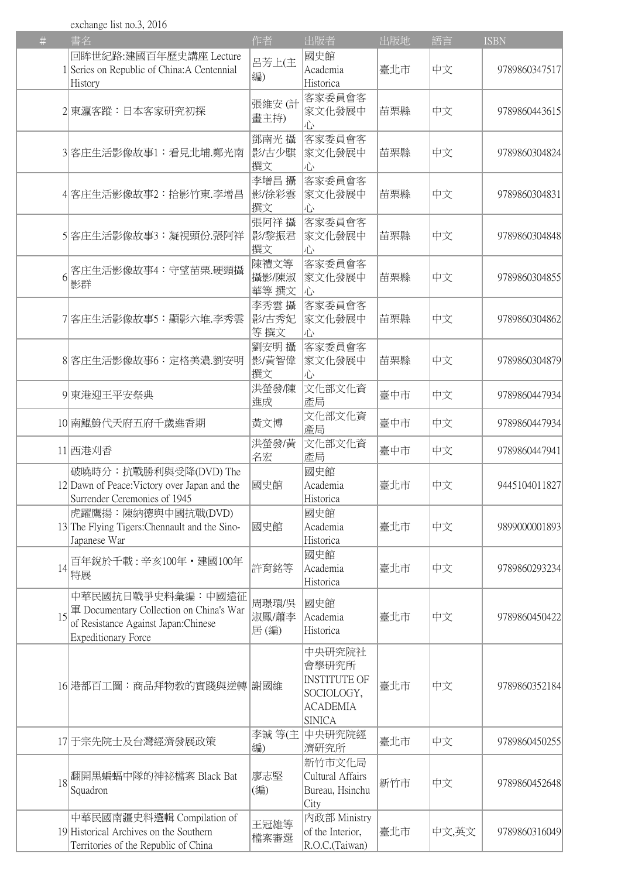exchange list no.3, 2016

| # | 書名 | 作者 | 出版者 | 出版地 | 語言 | ISBN |
|---|---|---|---|---|---|---|
| 1 | 回眸世紀路:建國百年歷史講座 Lecture Series on Republic of China:A Centennial History | 呂芳上(主編) | 國史館 Academia Historica | 臺北市 | 中文 | 9789860347517 |
| 2 | 東瀛客蹤：日本客家研究初探 | 張維安 (計畫主持) | 客家委員會客家文化發展中心 | 苗栗縣 | 中文 | 9789860443615 |
| 3 | 客庄生活影像故事1：看見北埔.鄭光南 | 鄧南光 攝影/古少騏 撰文 | 客家委員會客家文化發展中心 | 苗栗縣 | 中文 | 9789860304824 |
| 4 | 客庄生活影像故事2：拾影竹東.李增昌 | 李增昌 攝影/徐彩雲 撰文 | 客家委員會客家文化發展中心 | 苗栗縣 | 中文 | 9789860304831 |
| 5 | 客庄生活影像故事3：凝視頭份.張阿祥 | 張阿祥 攝影/黎振君 撰文 | 客家委員會客家文化發展中心 | 苗栗縣 | 中文 | 9789860304848 |
| 6 | 客庄生活影像故事4：守望苗栗.硬頸攝影群 | 陳禮文等 攝影/陳淑華等 撰文 | 客家委員會客家文化發展中心 | 苗栗縣 | 中文 | 9789860304855 |
| 7 | 客庄生活影像故事5：顯影六堆.李秀雲 | 李秀雲 攝影/古秀妃等 撰文 | 客家委員會客家文化發展中心 | 苗栗縣 | 中文 | 9789860304862 |
| 8 | 客庄生活影像故事6：定格美濃.劉安明 | 劉安明 攝影/黃智偉 撰文 | 客家委員會客家文化發展中心 | 苗栗縣 | 中文 | 9789860304879 |
| 9 | 東港迎王平安祭典 | 洪瑩發/陳進成 | 文化部文化資產局 | 臺中市 | 中文 | 9789860447934 |
| 10 | 南鯤鯓代天府五府千歲進香期 | 黃文博 | 文化部文化資產局 | 臺中市 | 中文 | 9789860447934 |
| 11 | 西港刈香 | 洪瑩發/黃名宏 | 文化部文化資產局 | 臺中市 | 中文 | 9789860447941 |
| 12 | 破曉時分：抗戰勝利與受降(DVD) The Dawn of Peace:Victory over Japan and the Surrender Ceremonies of 1945 | 國史館 | 國史館 Academia Historica | 臺北市 | 中文 | 9445104011827 |
| 13 | 虎躍鷹揚：陳納德與中國抗戰(DVD) The Flying Tigers:Chennault and the Sino-Japanese War | 國史館 | 國史館 Academia Historica | 臺北市 | 中文 | 9899000001893 |
| 14 | 百年銳於千載 : 辛亥100年・建國100年特展 | 許育銘等 | 國史館 Academia Historica | 臺北市 | 中文 | 9789860293234 |
| 15 | 中華民國抗日戰爭史料彙編：中國遠征軍 Documentary Collection on China's War of Resistance Against Japan:Chinese Expeditionary Force | 周琇環/吳淑鳳/蕭李居 (編) | 國史館 Academia Historica | 臺北市 | 中文 | 9789860450422 |
| 16 | 港都百工圖：商品拜物教的實踐與逆轉 | 謝國維 | 中央研究院社會學研究所 INSTITUTE OF SOCIOLOGY, ACADEMIA SINICA | 臺北市 | 中文 | 9789860352184 |
| 17 | 于宗先院士及台灣經濟發展政策 | 李誠 等(主編) | 中央研究院經濟研究所 | 臺北市 | 中文 | 9789860450255 |
| 18 | 翻開黑蝙蝠中隊的神祕檔案 Black Bat Squadron | 廖志堅(編) | 新竹市文化局 Cultural Affairs Bureau, Hsinchu City | 新竹市 | 中文 | 9789860452648 |
| 19 | 中華民國南疆史料選輯 Compilation of Historical Archives on the Southern Territories of the Republic of China | 王冠雄等檔案審選 | 內政部 Ministry of the Interior, R.O.C.(Taiwan) | 臺北市 | 中文,英文 | 9789860316049 |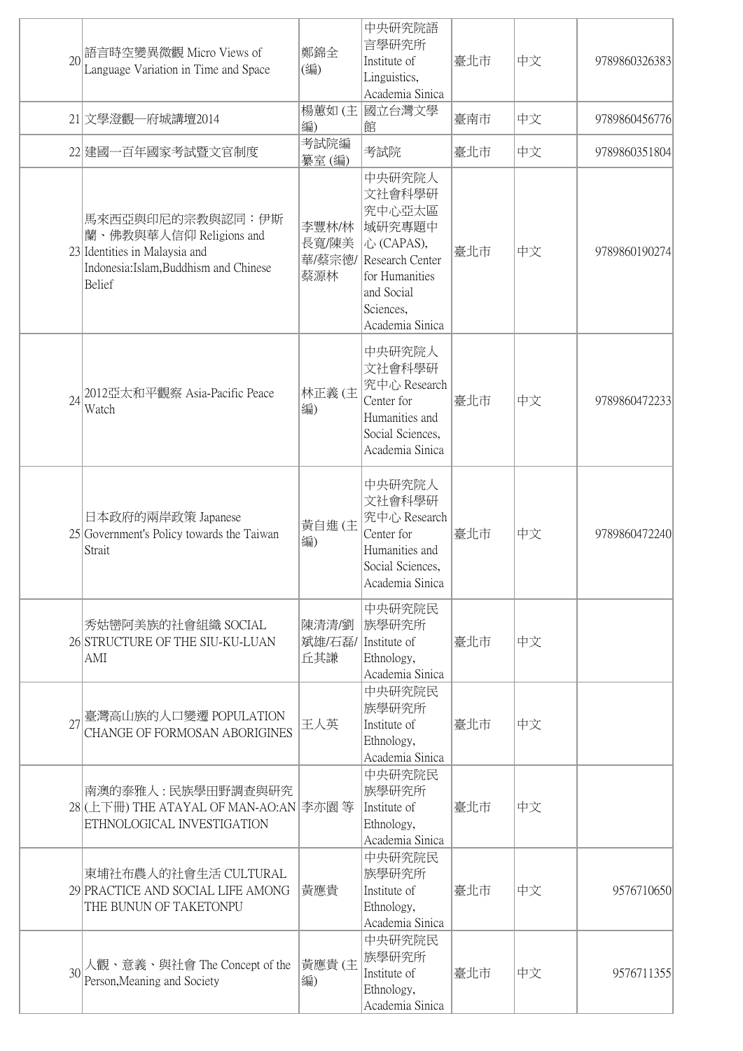| | | | | | | |
|---|---|---|---|---|---|---|
| 20 | 語言時空變異微觀 Micro Views of Language Variation in Time and Space | 鄭錦全 (編) | 中央研究院語言學研究所 Institute of Linguistics, Academia Sinica | 臺北市 | 中文 | 9789860326383 |
| 21 | 文學澄觀—府城講壇2014 | 楊蕙如 (主編) | 國立台灣文學館 | 臺南市 | 中文 | 9789860456776 |
| 22 | 建國一百年國家考試暨文官制度 | 考試院編纂室 (編) | 考試院 | 臺北市 | 中文 | 9789860351804 |
| 23 | 馬來西亞與印尼的宗教與認同：伊斯蘭、佛教與華人信仰 Religions and Identities in Malaysia and Indonesia:Islam,Buddhism and Chinese Belief | 李豐林/林長寬/陳美華/蔡宗德/蔡源林 | 中央研究院人文社會科學研究中心亞太區域研究專題中心 (CAPAS), Research Center for Humanities and Social Sciences, Academia Sinica | 臺北市 | 中文 | 9789860190274 |
| 24 | 2012亞太和平觀察 Asia-Pacific Peace Watch | 林正義 (主編) | 中央研究院人文社會科學研究中心 Research Center for Humanities and Social Sciences, Academia Sinica | 臺北市 | 中文 | 9789860472233 |
| 25 | 日本政府的兩岸政策 Japanese Government's Policy towards the Taiwan Strait | 黃自進 (主編) | 中央研究院人文社會科學研究中心 Research Center for Humanities and Social Sciences, Academia Sinica | 臺北市 | 中文 | 9789860472240 |
| 26 | 秀姑巒阿美族的社會組織 SOCIAL STRUCTURE OF THE SIU-KU-LUAN AMI | 陳清清/劉斌雄/石磊/丘其謙 | 中央研究院民族學研究所 Institute of Ethnology, Academia Sinica | 臺北市 | 中文 | |
| 27 | 臺灣高山族的人口變遷 POPULATION CHANGE OF FORMOSAN ABORIGINES | 王人英 | 中央研究院民族學研究所 Institute of Ethnology, Academia Sinica | 臺北市 | 中文 | |
| 28 | 南澳的泰雅人：民族學田野調查與研究(上下冊) THE ATAYAL OF MAN-AO:AN ETHNOLOGICAL INVESTIGATION | 李亦園 等 | 中央研究院民族學研究所 Institute of Ethnology, Academia Sinica | 臺北市 | 中文 | |
| 29 | 東埔社布農人的社會生活 CULTURAL PRACTICE AND SOCIAL LIFE AMONG THE BUNUN OF TAKETONPU | 黃應貴 | 中央研究院民族學研究所 Institute of Ethnology, Academia Sinica | 臺北市 | 中文 | 9576710650 |
| 30 | 人觀、意義、與社會 The Concept of the Person,Meaning and Society | 黃應貴 (主編) | 中央研究院民族學研究所 Institute of Ethnology, Academia Sinica | 臺北市 | 中文 | 9576711355 |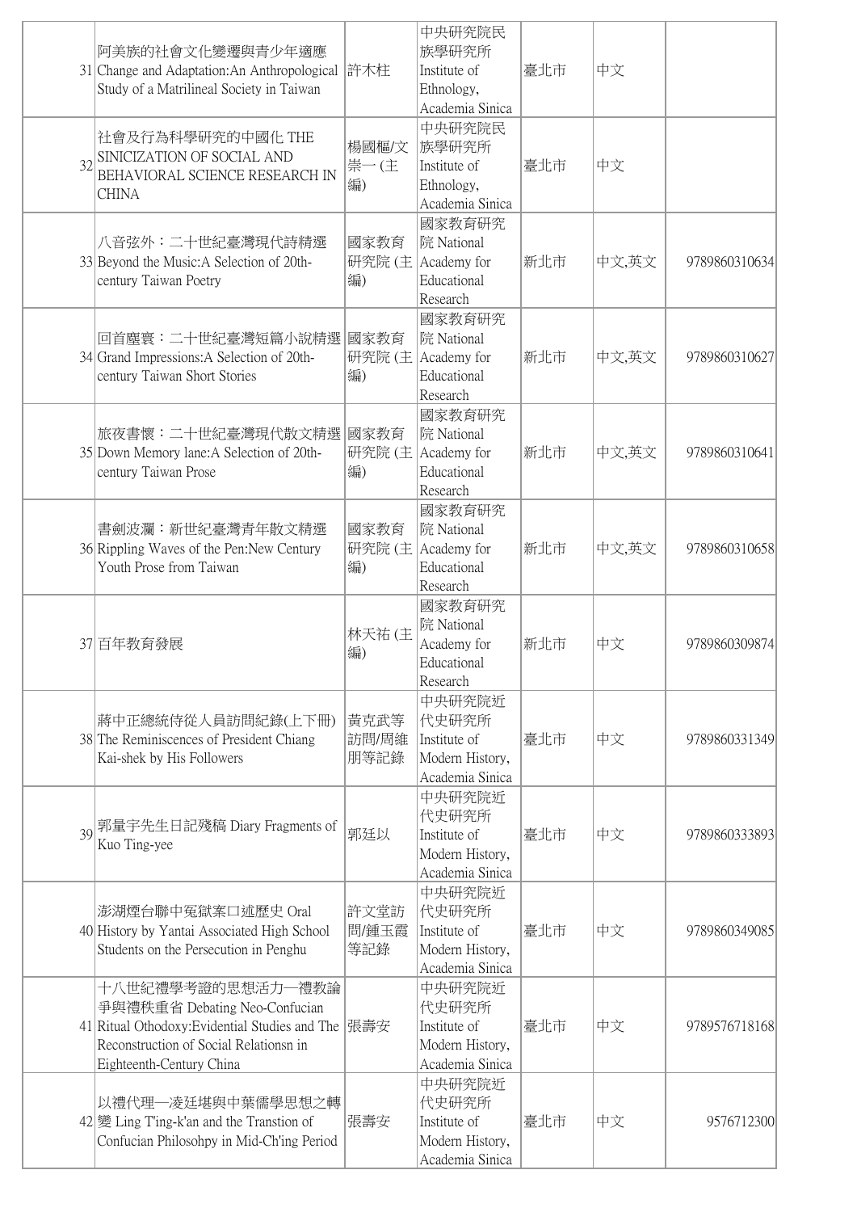| | | | | | | |
|---|---|---|---|---|---|---|
| 31 | 阿美族的社會文化變遷與青少年適應 Change and Adaptation:An Anthropological Study of a Matrilineal Society in Taiwan | 許木柱 | 中央研究院民族學研究所 Institute of Ethnology, Academia Sinica | 臺北市 | 中文 | |
| 32 | 社會及行為科學研究的中國化 THE SINICIZATION OF SOCIAL AND BEHAVIORAL SCIENCE RESEARCH IN CHINA | 楊國樞/文崇一 (主編) | 中央研究院民族學研究所 Institute of Ethnology, Academia Sinica | 臺北市 | 中文 | |
| 33 | 八音弦外：二十世紀臺灣現代詩精選 Beyond the Music:A Selection of 20th-century Taiwan Poetry | 國家教育研究院 (主編) | 國家教育研究院 National Academy for Educational Research | 新北市 | 中文,英文 | 9789860310634 |
| 34 | 回首塵寰：二十世紀臺灣短篇小說精選 Grand Impressions:A Selection of 20th-century Taiwan Short Stories | 國家教育研究院 (主編) | 國家教育研究院 National Academy for Educational Research | 新北市 | 中文,英文 | 9789860310627 |
| 35 | 旅夜書懷：二十世紀臺灣現代散文精選 Down Memory lane:A Selection of 20th-century Taiwan Prose | 國家教育研究院 (主編) | 國家教育研究院 National Academy for Educational Research | 新北市 | 中文,英文 | 9789860310641 |
| 36 | 書劍波瀾：新世紀臺灣青年散文精選 Rippling Waves of the Pen:New Century Youth Prose from Taiwan | 國家教育研究院 (主編) | 國家教育研究院 National Academy for Educational Research | 新北市 | 中文,英文 | 9789860310658 |
| 37 | 百年教育發展 | 林天祐 (主編) | 國家教育研究院 National Academy for Educational Research | 新北市 | 中文 | 9789860309874 |
| 38 | 蔣中正總統侍從人員訪問紀錄(上下冊) The Reminiscences of President Chiang Kai-shek by His Followers | 黃克武等訪問/周維朋等記錄 | 中央研究院近代史研究所 Institute of Modern History, Academia Sinica | 臺北市 | 中文 | 9789860331349 |
| 39 | 郭量宇先生日記殘稿 Diary Fragments of Kuo Ting-yee | 郭廷以 | 中央研究院近代史研究所 Institute of Modern History, Academia Sinica | 臺北市 | 中文 | 9789860333893 |
| 40 | 澎湖煙台聯中冤獄案口述歷史 Oral History by Yantai Associated High School Students on the Persecution in Penghu | 許文堂訪問/鍾玉霞等記錄 | 中央研究院近代史研究所 Institute of Modern History, Academia Sinica | 臺北市 | 中文 | 9789860349085 |
| 41 | 十八世紀禮學考證的思想活力─禮教論爭與禮秩重省 Debating Neo-Confucian Ritual Othodoxy:Evidential Studies and The Reconstruction of Social Relationsn in Eighteenth-Century China | 張壽安 | 中央研究院近代史研究所 Institute of Modern History, Academia Sinica | 臺北市 | 中文 | 9789576718168 |
| 42 | 以禮代理─凌廷堪與中葉儒學思想之轉變 Ling T'ing-k'an and the Transtion of Confucian Philosohpy in Mid-Ch'ing Period | 張壽安 | 中央研究院近代史研究所 Institute of Modern History, Academia Sinica | 臺北市 | 中文 | 9576712300 |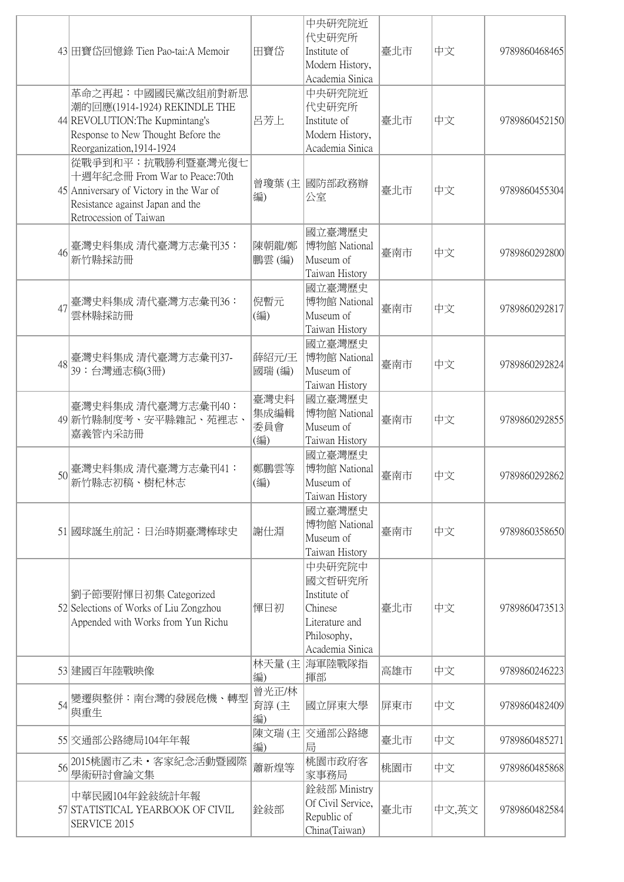| | | | | | | |
|---|---|---|---|---|---|---|
| 43 | 田寶岱回憶錄 Tien Pao-tai:A Memoir | 田寶岱 | 中央研究院近代史研究所 Institute of Modern History, Academia Sinica | 臺北市 | 中文 | 9789860468465 |
| 44 | 革命之再起：中國國民黨改組前對新思潮的回應(1914-1924) REKINDLE THE REVOLUTION:The Kupmintang's Response to New Thought Before the Reorganization,1914-1924 | 呂芳上 | 中央研究院近代史研究所 Institute of Modern History, Academia Sinica | 臺北市 | 中文 | 9789860452150 |
| 45 | 從戰爭到和平：抗戰勝利暨臺灣光復七十週年紀念冊 From War to Peace:70th Anniversary of Victory in the War of Resistance against Japan and the Retrocession of Taiwan | 曾瓊葉 (主編) | 國防部政務辦公室 | 臺北市 | 中文 | 9789860455304 |
| 46 | 臺灣史料集成 清代臺灣方志彙刊35：新竹縣採訪冊 | 陳朝龍/鄭鵬雲 (編) | 國立臺灣歷史博物館 National Museum of Taiwan History | 臺南市 | 中文 | 9789860292800 |
| 47 | 臺灣史料集成 清代臺灣方志彙刊36：雲林縣採訪冊 | 倪贊元 (編) | 國立臺灣歷史博物館 National Museum of Taiwan History | 臺南市 | 中文 | 9789860292817 |
| 48 | 臺灣史料集成 清代臺灣方志彙刊37-39：台灣通志稿(3冊) | 薛紹元/王國瑞 (編) | 國立臺灣歷史博物館 National Museum of Taiwan History | 臺南市 | 中文 | 9789860292824 |
| 49 | 臺灣史料集成 清代臺灣方志彙刊40：新竹縣制度考、安平縣雜記、苑裡志、嘉義管內采訪冊 | 臺灣史料集成編輯委員會 (編) | 國立臺灣歷史博物館 National Museum of Taiwan History | 臺南市 | 中文 | 9789860292855 |
| 50 | 臺灣史料集成 清代臺灣方志彙刊41：新竹縣志初稿、樹杞林志 | 鄭鵬雲等 (編) | 國立臺灣歷史博物館 National Museum of Taiwan History | 臺南市 | 中文 | 9789860292862 |
| 51 | 國球誕生前記：日治時期臺灣棒球史 | 謝仕淵 | 國立臺灣歷史博物館 National Museum of Taiwan History | 臺南市 | 中文 | 9789860358650 |
| 52 | 劉子節要附惲日初集 Categorized Selections of Works of Liu Zongzhou Appended with Works from Yun Richu | 惲日初 | 中央研究院中國文哲研究所 Institute of Chinese Literature and Philosophy, Academia Sinica | 臺北市 | 中文 | 9789860473513 |
| 53 | 建國百年陸戰映像 | 林天量 (主編) | 海軍陸戰隊指揮部 | 高雄市 | 中文 | 9789860246223 |
| 54 | 變遷與整併：南台灣的發展危機、轉型與重生 | 曾光正/林育諄 (主編) | 國立屏東大學 | 屏東市 | 中文 | 9789860482409 |
| 55 | 交通部公路總局104年年報 | 陳文瑞 (主編) | 交通部公路總局 | 臺北市 | 中文 | 9789860485271 |
| 56 | 2015桃園市乙未・客家紀念活動暨國際學術研討會論文集 | 蕭新煌等 | 桃園市政府客家事務局 | 桃園市 | 中文 | 9789860485868 |
| 57 | 中華民國104年銓敘統計年報 STATISTICAL YEARBOOK OF CIVIL SERVICE 2015 | 銓敘部 | 銓敘部 Ministry Of Civil Service, Republic of China(Taiwan) | 臺北市 | 中文,英文 | 9789860482584 |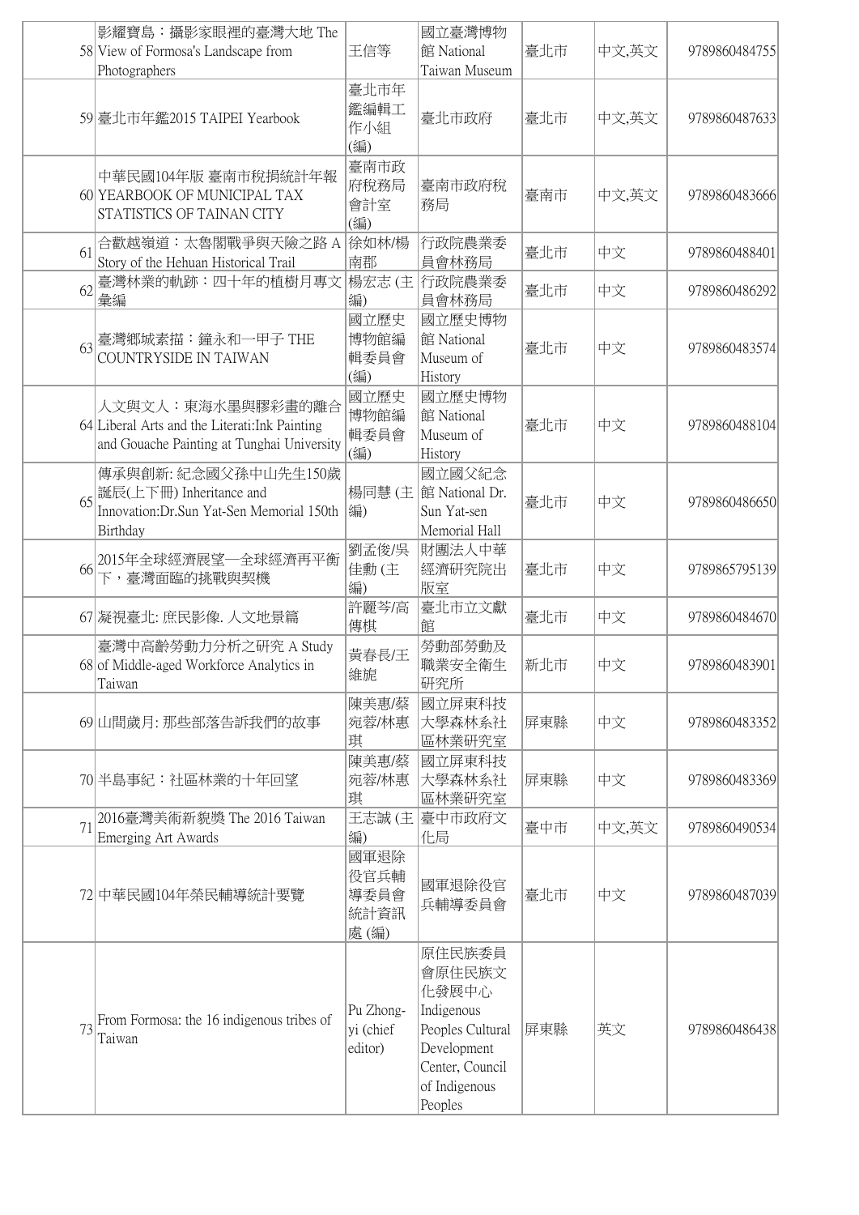| 58 | 影耀寶島：攝影家眼裡的臺灣大地 The View of Formosa's Landscape from Photographers | 王信等 | 國立臺灣博物館 National Taiwan Museum | 臺北市 | 中文,英文 | 9789860484755 |
|---|---|---|---|---|---|---|
| 59 | 臺北市年鑑2015 TAIPEI Yearbook | 臺北市年鑑編輯工作小組 (編) | 臺北市政府 | 臺北市 | 中文,英文 | 9789860487633 |
| 60 | 中華民國104年版 臺南市稅捐統計年報 YEARBOOK OF MUNICIPAL TAX STATISTICS OF TAINAN CITY | 臺南市政府稅務局會計室 (編) | 臺南市政府稅務局 | 臺南市 | 中文,英文 | 9789860483666 |
| 61 | 合歡越嶺道：太魯閣戰爭與天險之路 A Story of the Hehuan Historical Trail | 徐如林/楊南郡 | 行政院農業委員會林務局 | 臺北市 | 中文 | 9789860488401 |
| 62 | 臺灣林業的軌跡：四十年的植樹月專文彙編 | 楊宏志 (主編) | 行政院農業委員會林務局 | 臺北市 | 中文 | 9789860486292 |
| 63 | 臺灣鄉城素描：鐘永和一甲子 THE COUNTRYSIDE IN TAIWAN | 國立歷史博物館編輯委員會 (編) | 國立歷史博物館 National Museum of History | 臺北市 | 中文 | 9789860483574 |
| 64 | 人文與文人：東海水墨與膠彩畫的離合 Liberal Arts and the Literati:Ink Painting and Gouache Painting at Tunghai University | 國立歷史博物館編輯委員會 (編) | 國立歷史博物館 National Museum of History | 臺北市 | 中文 | 9789860488104 |
| 65 | 傳承與創新: 紀念國父孫中山先生150歲誕辰(上下冊) Inheritance and Innovation:Dr.Sun Yat-Sen Memorial 150th Birthday | 楊同慧 (主編) | 國立國父紀念館 National Dr. Sun Yat-sen Memorial Hall | 臺北市 | 中文 | 9789860486650 |
| 66 | 2015年全球經濟展望—全球經濟再平衡下，臺灣面臨的挑戰與契機 | 劉孟俊/吳佳勳 (主編) | 財團法人中華經濟研究院出版室 | 臺北市 | 中文 | 9789865795139 |
| 67 | 凝視臺北: 庶民影像. 人文地景篇 | 許麗芩/高傳棋 | 臺北市立文獻館 | 臺北市 | 中文 | 9789860484670 |
| 68 | 臺灣中高齡勞動力分析之研究 A Study of Middle-aged Workforce Analytics in Taiwan | 黃春長/王維旎 | 勞動部勞動及職業安全衛生研究所 | 新北市 | 中文 | 9789860483901 |
| 69 | 山間歲月: 那些部落告訴我們的故事 | 陳美惠/蔡宛蓉/林惠琪 | 國立屏東科技大學森林系社區林業研究室 | 屏東縣 | 中文 | 9789860483352 |
| 70 | 半島事紀：社區林業的十年回望 | 陳美惠/蔡宛蓉/林惠琪 | 國立屏東科技大學森林系社區林業研究室 | 屏東縣 | 中文 | 9789860483369 |
| 71 | 2016臺灣美術新貌獎 The 2016 Taiwan Emerging Art Awards | 王志誠 (主編) | 臺中市政府文化局 | 臺中市 | 中文,英文 | 9789860490534 |
| 72 | 中華民國104年榮民輔導統計要覽 | 國軍退除役官兵輔導委員會統計資訊處 (編) | 國軍退除役官兵輔導委員會 | 臺北市 | 中文 | 9789860487039 |
| 73 | From Formosa: the 16 indigenous tribes of Taiwan | Pu Zhong-yi (chief editor) | 原住民族委員會原住民族文化發展中心 Indigenous Peoples Cultural Development Center, Council of Indigenous Peoples | 屏東縣 | 英文 | 9789860486438 |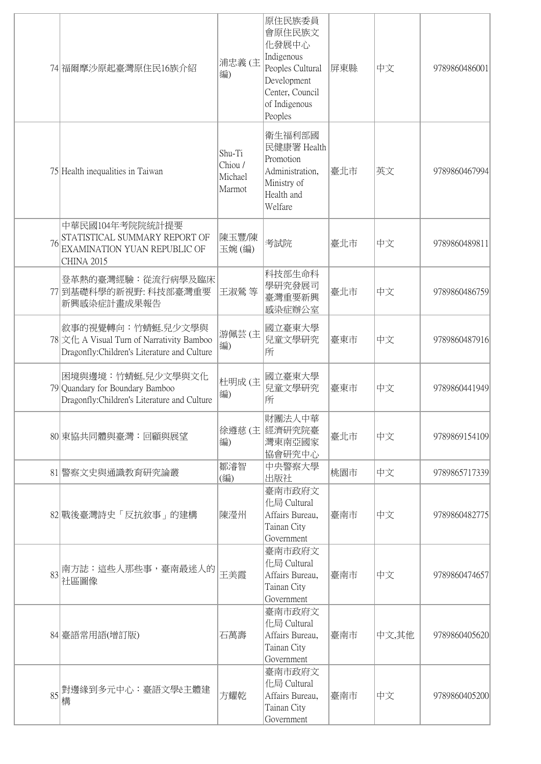| | | | | | | |
|---|---|---|---|---|---|---|
| 74 | 福爾摩沙原起臺灣原住民16族介紹 | 浦忠義 (主編) | 原住民族委員會原住民族文化發展中心 Indigenous Peoples Cultural Development Center, Council of Indigenous Peoples | 屏東縣 | 中文 | 9789860486001 |
| 75 | Health inequalities in Taiwan | Shu-Ti Chiou / Michael Marmot | 衛生福利部國民健康署 Health Promotion Administration, Ministry of Health and Welfare | 臺北市 | 英文 | 9789860467994 |
| 76 | 中華民國104年考院院統計提要 STATISTICAL SUMMARY REPORT OF EXAMINATION YUAN REPUBLIC OF CHINA 2015 | 陳玉豐/陳玉婉 (編) | 考試院 | 臺北市 | 中文 | 9789860489811 |
| 77 | 登革熱的臺灣經驗：從流行病學及臨床到基礎科學的新視野: 科技部臺灣重要新興感染症計畫成果報告 | 王淑鶯 等 | 科技部生命科學研究發展司臺灣重要新興感染症辦公室 | 臺北市 | 中文 | 9789860486759 |
| 78 | 敘事的視覺轉向：竹蜻蜓.兒少文學與文化 A Visual Turn of Narrativity Bamboo Dragonfly:Children's Literature and Culture | 游佩芸 (主編) | 國立臺東大學兒童文學研究所 | 臺東市 | 中文 | 9789860487916 |
| 79 | 困境與邊境：竹蜻蜓.兒少文學與文化 Quandary for Boundary Bamboo Dragonfly:Children's Literature and Culture | 杜明成 (主編) | 國立臺東大學兒童文學研究所 | 臺東市 | 中文 | 9789860441949 |
| 80 | 東協共同體與臺灣：回顧與展望 | 徐遵慈 (主編) | 財團法人中華經濟研究院臺灣東南亞國家協會研究中心 | 臺北市 | 中文 | 9789869154109 |
| 81 | 警察文史與通識教育研究論叢 | 鄒濬智 (編) | 中央警察大學出版社 | 桃園市 | 中文 | 9789865717339 |
| 82 | 戰後臺灣詩史「反抗敘事」的建構 | 陳瀅州 | 臺南市政府文化局 Cultural Affairs Bureau, Tainan City Government | 臺南市 | 中文 | 9789860482775 |
| 83 | 南方誌：這些人那些事，臺南最迷人的社區圖像 | 王美霞 | 臺南市政府文化局 Cultural Affairs Bureau, Tainan City Government | 臺南市 | 中文 | 9789860474657 |
| 84 | 臺語常用語(增訂版) | 石萬壽 | 臺南市政府文化局 Cultural Affairs Bureau, Tainan City Government | 臺南市 | 中文,其他 | 9789860405620 |
| 85 | 對邊緣到多元中心：臺語文學ê主體建構 | 方耀乾 | 臺南市政府文化局 Cultural Affairs Bureau, Tainan City Government | 臺南市 | 中文 | 9789860405200 |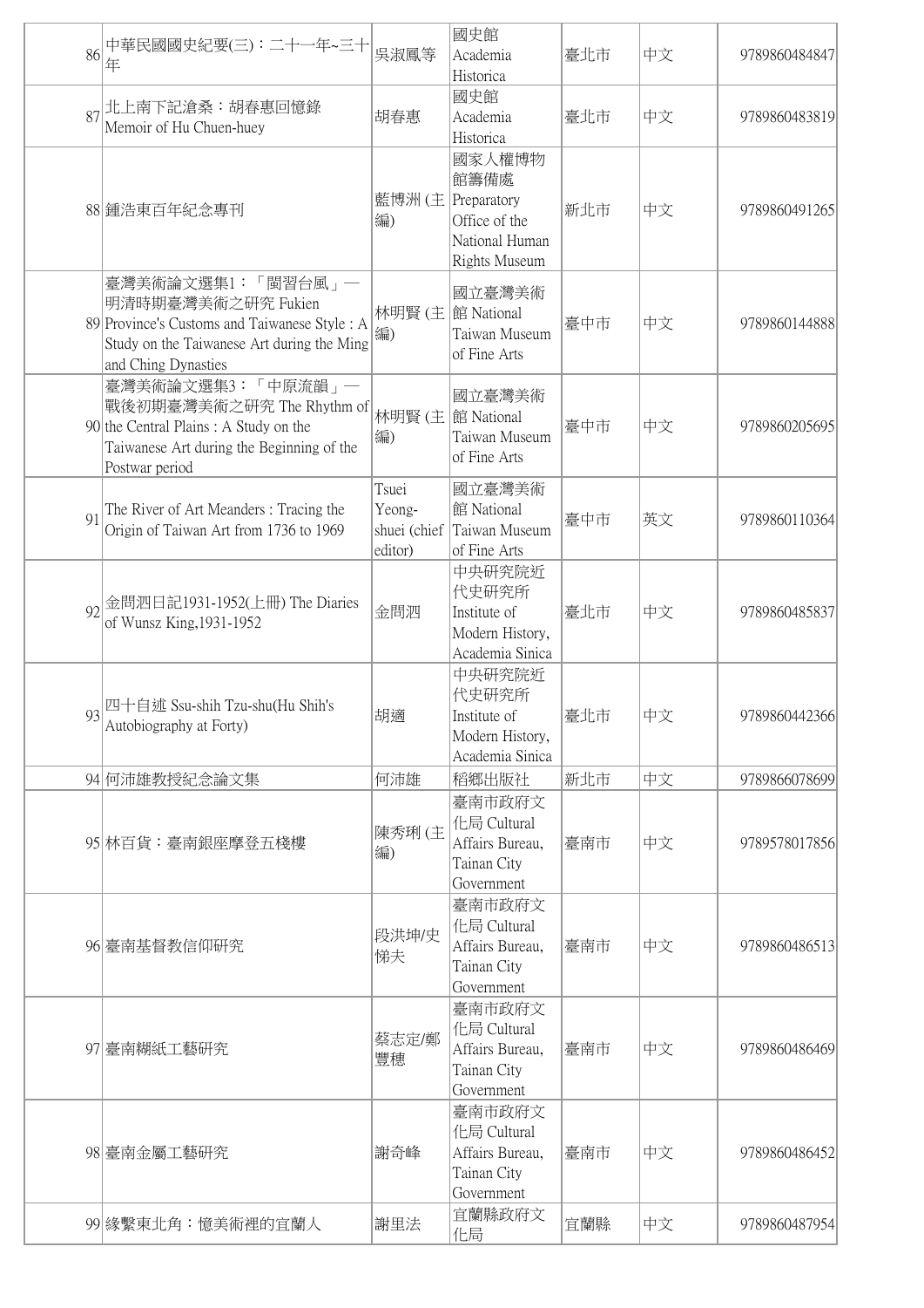| | | | | | | |
|---|---|---|---|---|---|---|
| 86 | 中華民國國史紀要(三)：二十一年~三十年 | 吳淑鳳等 | 國史館 Academia Historica | 臺北市 | 中文 | 9789860484847 |
| 87 | 北上南下記滄桑：胡春惠回憶錄 Memoir of Hu Chuen-huey | 胡春惠 | 國史館 Academia Historica | 臺北市 | 中文 | 9789860483819 |
| 88 | 鍾浩東百年紀念專刊 | 藍博洲 (主編) | 國家人權博物館籌備處 Preparatory Office of the National Human Rights Museum | 新北市 | 中文 | 9789860491265 |
| 89 | 臺灣美術論文選集1：「閩習台風」—明清時期臺灣美術之研究 Fukien Province's Customs and Taiwanese Style : A Study on the Taiwanese Art during the Ming and Ching Dynasties | 林明賢 (主編) | 國立臺灣美術館 National Taiwan Museum of Fine Arts | 臺中市 | 中文 | 9789860144888 |
| 90 | 臺灣美術論文選集3：「中原流韻」—戰後初期臺灣美術之研究 The Rhythm of the Central Plains : A Study on the Taiwanese Art during the Beginning of the Postwar period | 林明賢 (主編) | 國立臺灣美術館 National Taiwan Museum of Fine Arts | 臺中市 | 中文 | 9789860205695 |
| 91 | The River of Art Meanders : Tracing the Origin of Taiwan Art from 1736 to 1969 | Tsuei Yeong-shuei (chief editor) | 國立臺灣美術館 National Taiwan Museum of Fine Arts | 臺中市 | 英文 | 9789860110364 |
| 92 | 金問泗日記1931-1952(上冊) The Diaries of Wunsz King,1931-1952 | 金問泗 | 中央研究院近代史研究所 Institute of Modern History, Academia Sinica | 臺北市 | 中文 | 9789860485837 |
| 93 | 四十自述 Ssu-shih Tzu-shu(Hu Shih's Autobiography at Forty) | 胡適 | 中央研究院近代史研究所 Institute of Modern History, Academia Sinica | 臺北市 | 中文 | 9789860442366 |
| 94 | 何沛雄教授紀念論文集 | 何沛雄 | 稻鄉出版社 | 新北市 | 中文 | 9789866078699 |
| 95 | 林百貨：臺南銀座摩登五棧樓 | 陳秀琍 (主編) | 臺南市政府文化局 Cultural Affairs Bureau, Tainan City Government | 臺南市 | 中文 | 9789578017856 |
| 96 | 臺南基督教信仰研究 | 段洪坤/史悌夫 | 臺南市政府文化局 Cultural Affairs Bureau, Tainan City Government | 臺南市 | 中文 | 9789860486513 |
| 97 | 臺南糊紙工藝研究 | 蔡志定/鄭豐穗 | 臺南市政府文化局 Cultural Affairs Bureau, Tainan City Government | 臺南市 | 中文 | 9789860486469 |
| 98 | 臺南金屬工藝研究 | 謝奇峰 | 臺南市政府文化局 Cultural Affairs Bureau, Tainan City Government | 臺南市 | 中文 | 9789860486452 |
| 99 | 緣繫東北角：憶美術裡的宜蘭人 | 謝里法 | 宜蘭縣政府文化局 | 宜蘭縣 | 中文 | 9789860487954 |